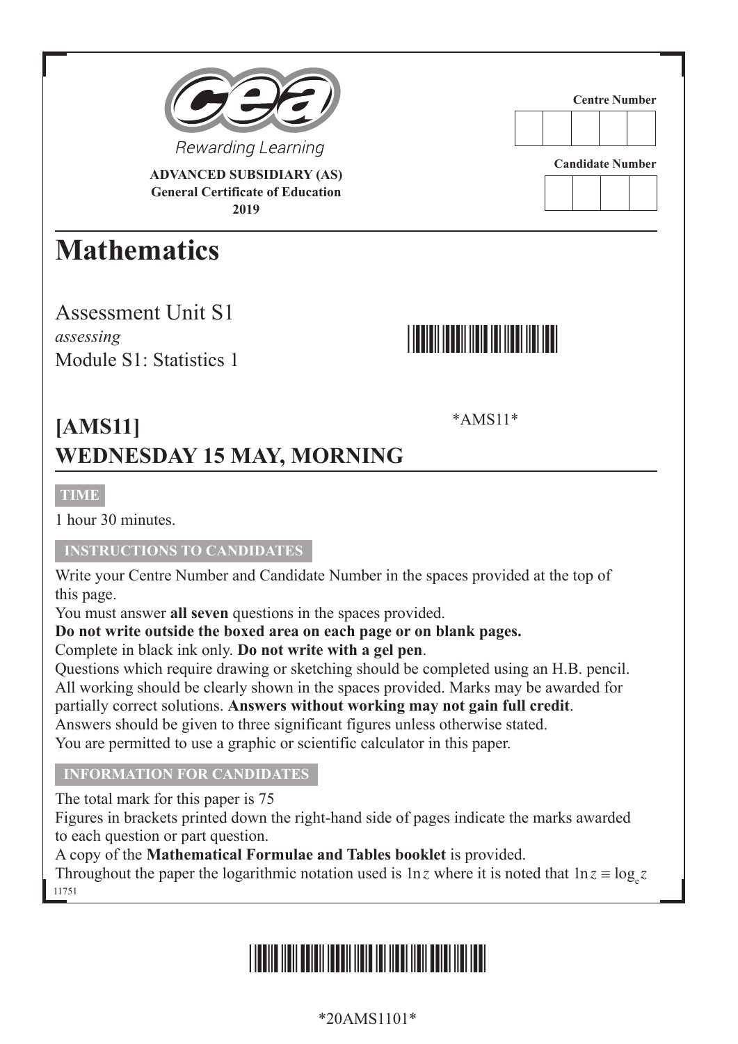Rewarding Learning

**ADVANCED SUBSIDIARY (AS)**
**General Certificate of Education**
**2019**

Centre Number

| | | | | |
|---|---|---|---|---|
| | | | | |

Candidate Number

| | | | |
|---|---|---|---|
| | | | |

# Mathematics

Assessment Unit S1
*assessing*
Module S1: Statistics 1

*AMS11*

## [AMS11]
## WEDNESDAY 15 MAY, MORNING

**TIME**

1 hour 30 minutes.

**INSTRUCTIONS TO CANDIDATES**

Write your Centre Number and Candidate Number in the spaces provided at the top of this page.
You must answer **all seven** questions in the spaces provided.
**Do not write outside the boxed area on each page or on blank pages.**
Complete in black ink only. **Do not write with a gel pen**.
Questions which require drawing or sketching should be completed using an H.B. pencil.
All working should be clearly shown in the spaces provided. Marks may be awarded for partially correct solutions. **Answers without working may not gain full credit**.
Answers should be given to three significant figures unless otherwise stated.
You are permitted to use a graphic or scientific calculator in this paper.

**INFORMATION FOR CANDIDATES**

The total mark for this paper is 75
Figures in brackets printed down the right-hand side of pages indicate the marks awarded to each question or part question.
A copy of the **Mathematical Formulae and Tables booklet** is provided.
Throughout the paper the logarithmic notation used is $\ln z$ where it is noted that $\ln z \equiv \log_e z$

11751

*20AMS1101*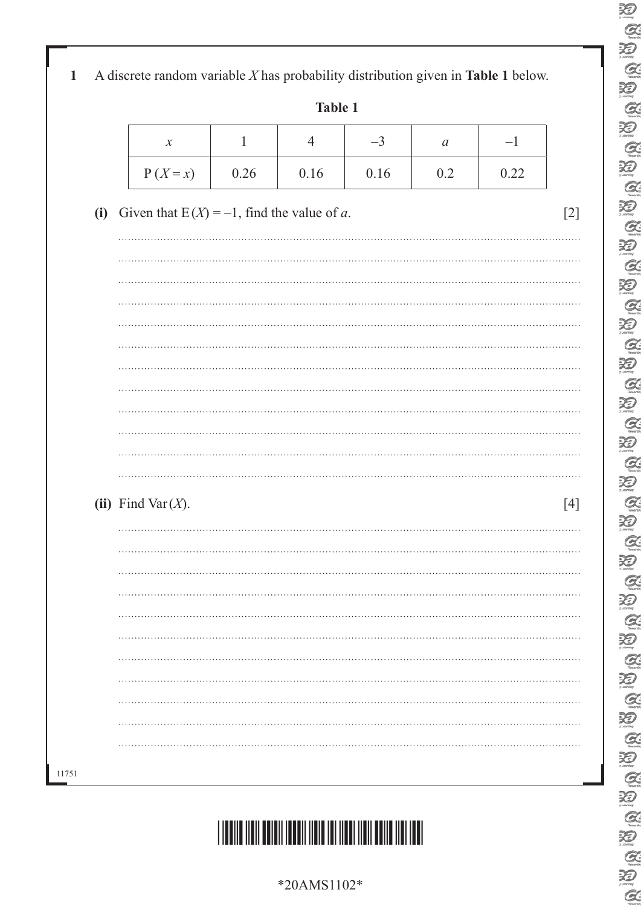**1** A discrete random variable $X$ has probability distribution given in **Table 1** below.

**Table 1**

| $x$ | 1 | 4 | –3 | $a$ | –1 |
|---|---|---|---|---|---|
| $P(X = x)$ | 0.26 | 0.16 | 0.16 | 0.2 | 0.22 |

**(i)** Given that $E(X) = -1$, find the value of $a$. [2]

**(ii)** Find $\text{Var}(X)$. [4]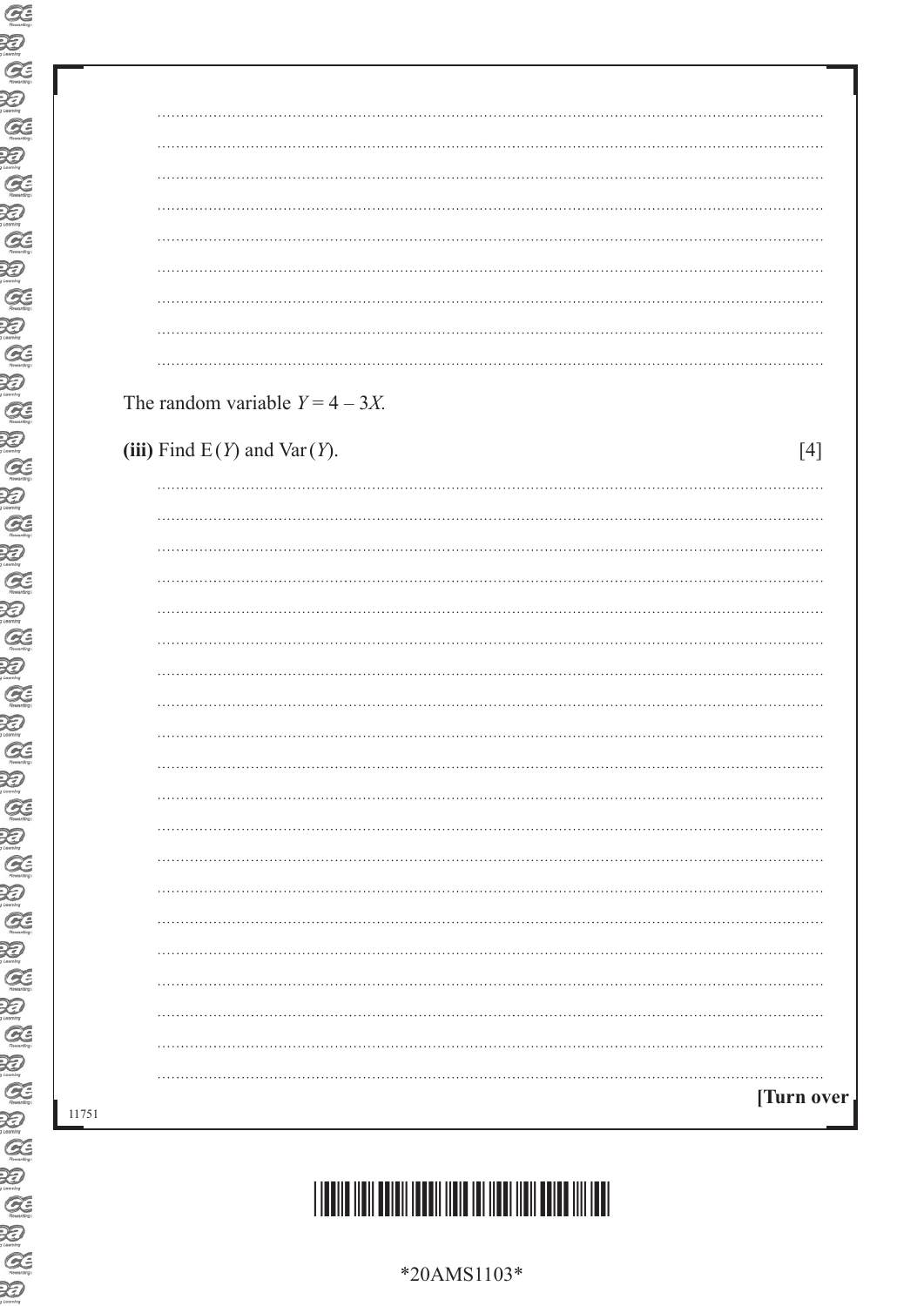The random variable $Y = 4 - 3X$.

**(iii)** Find $E(Y)$ and $Var(Y)$. [4]

[Turn over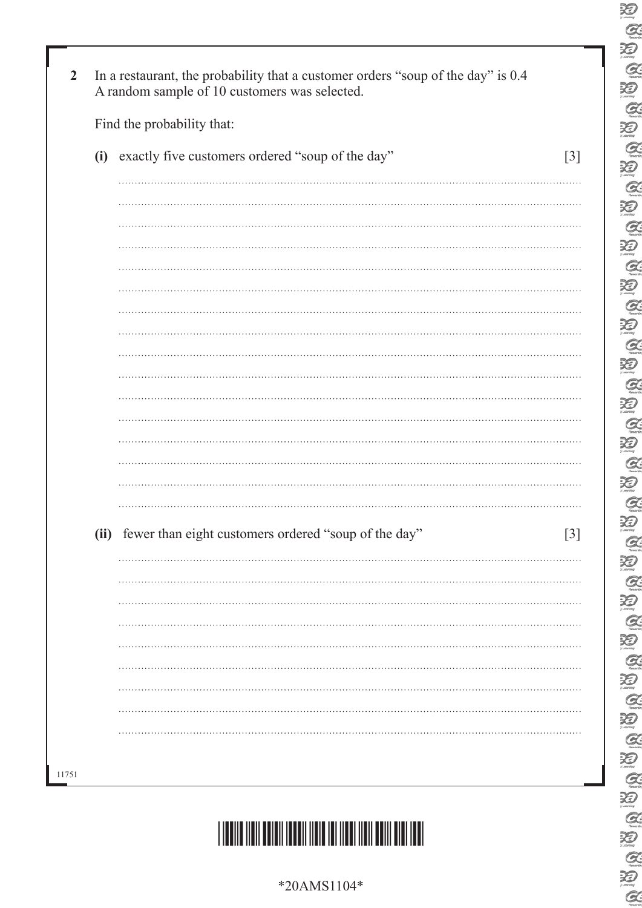**2** In a restaurant, the probability that a customer orders "soup of the day" is 0.4
A random sample of 10 customers was selected.

Find the probability that:

**(i)** exactly five customers ordered "soup of the day" [3]

**(ii)** fewer than eight customers ordered "soup of the day" [3]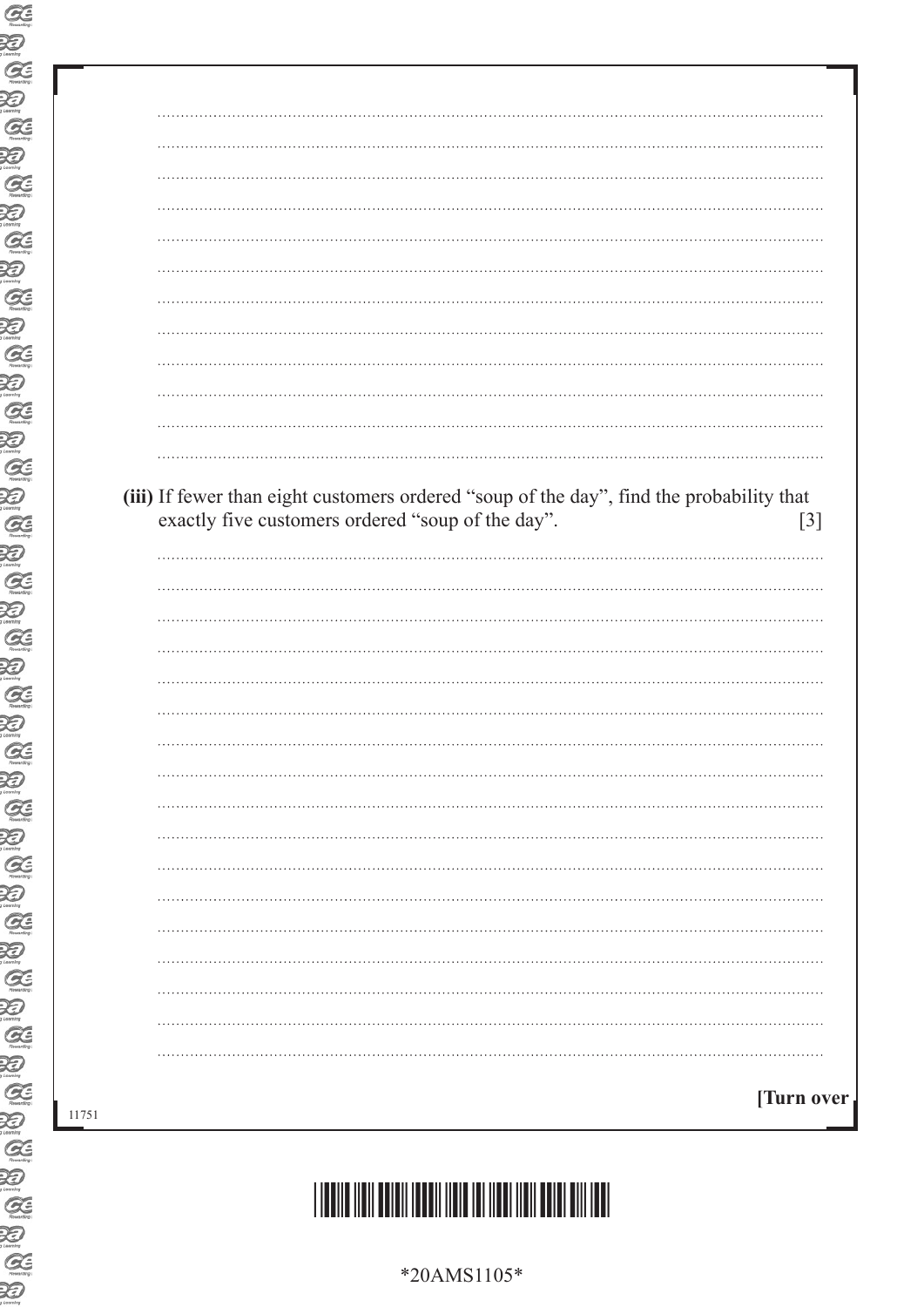**(iii)** If fewer than eight customers ordered "soup of the day", find the probability that exactly five customers ordered "soup of the day". [3]

[Turn over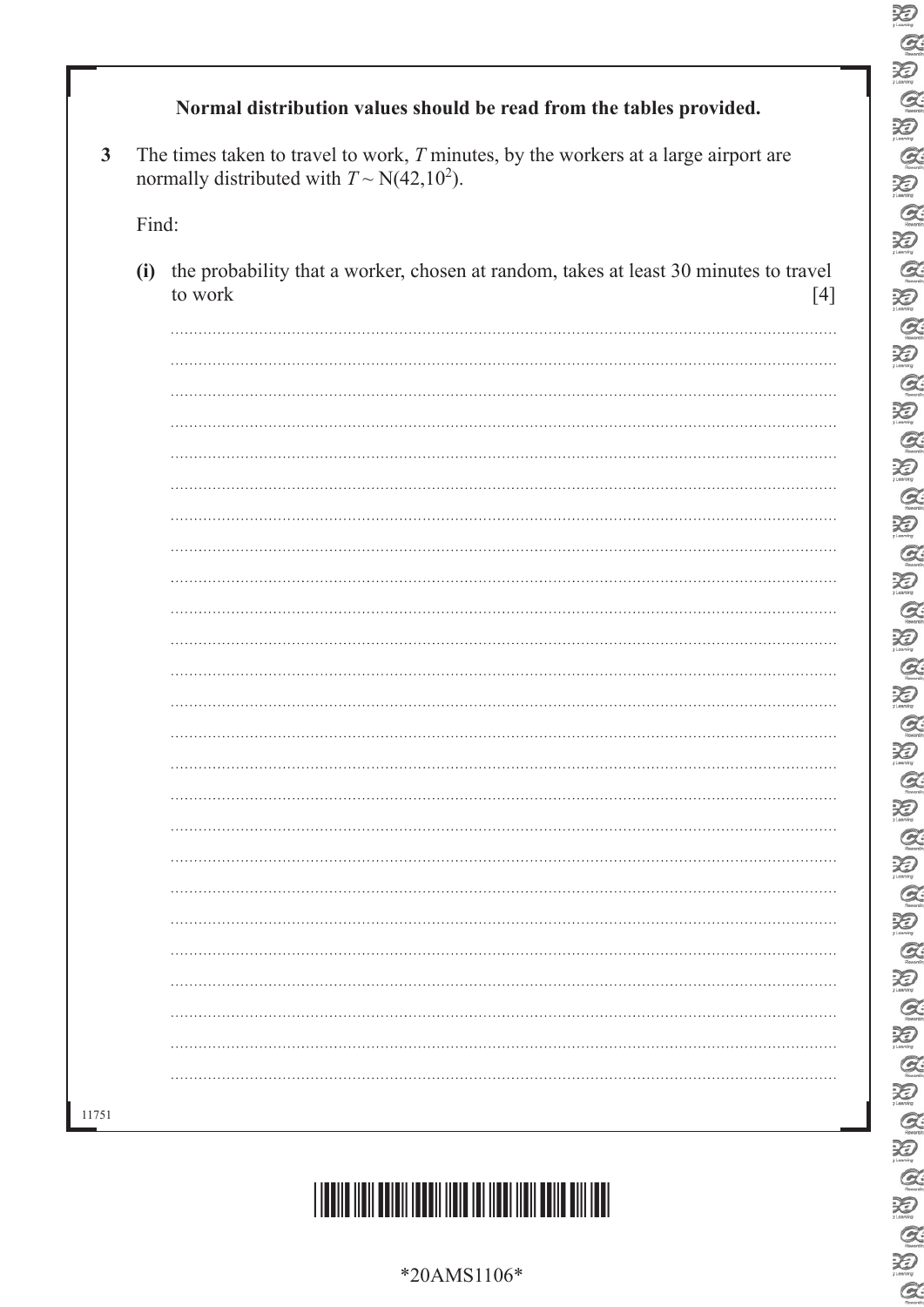**Normal distribution values should be read from the tables provided.**

**3** The times taken to travel to work, $T$ minutes, by the workers at a large airport are normally distributed with $T \sim N(42,10^2)$.

Find:

**(i)** the probability that a worker, chosen at random, takes at least 30 minutes to travel to work [4]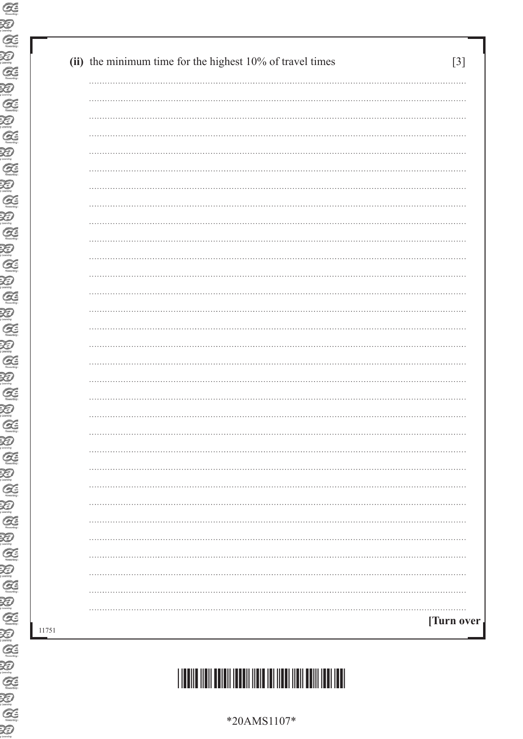**(ii)** the minimum time for the highest 10% of travel times [3]

**[Turn over**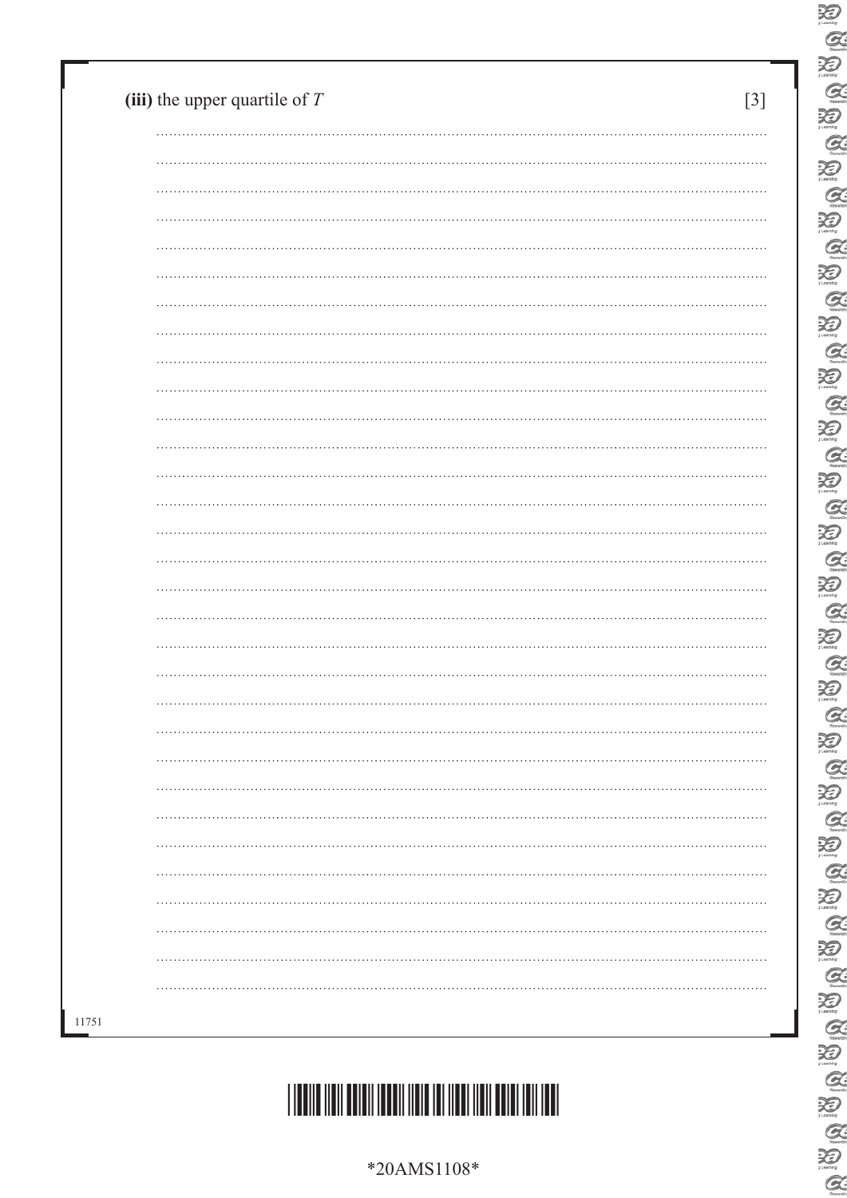**(iii)** the upper quartile of $T$ [3]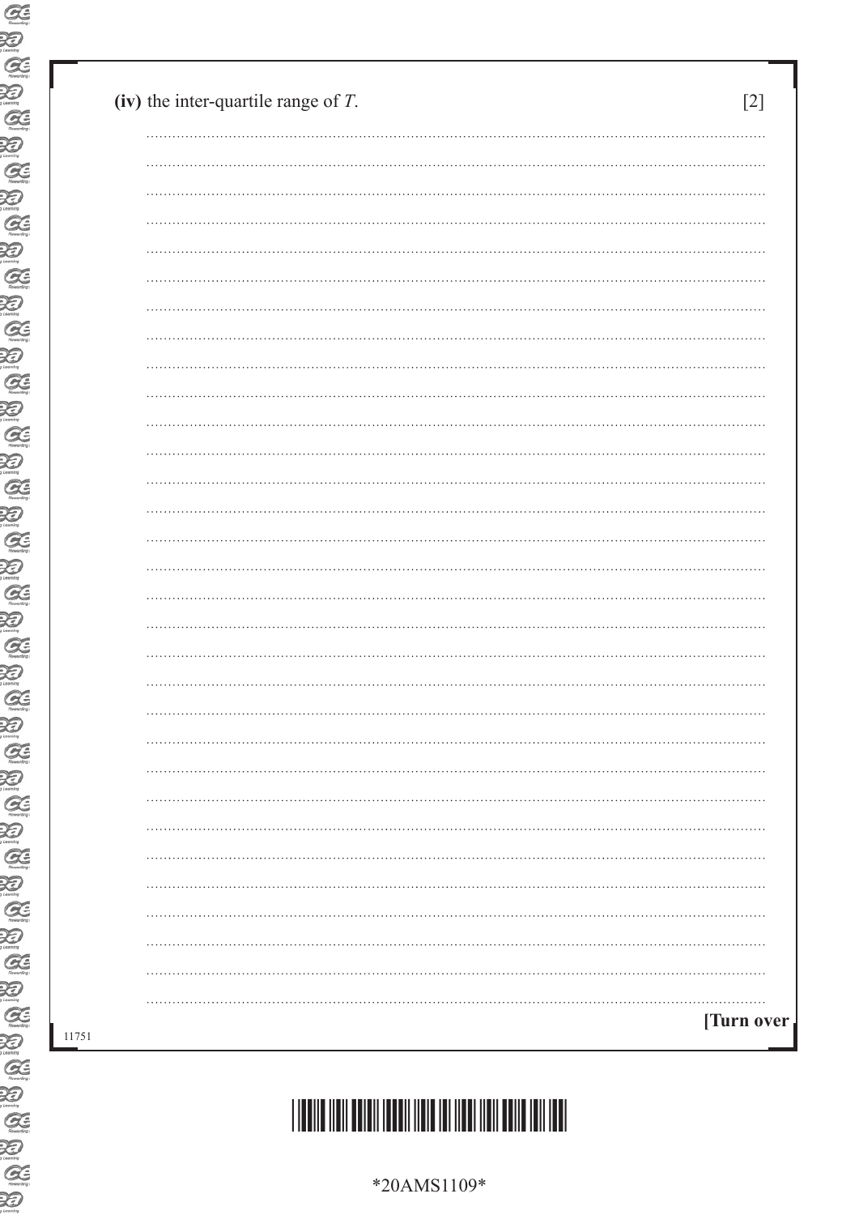**(iv)** the inter-quartile range of $T$. [2]

[Turn over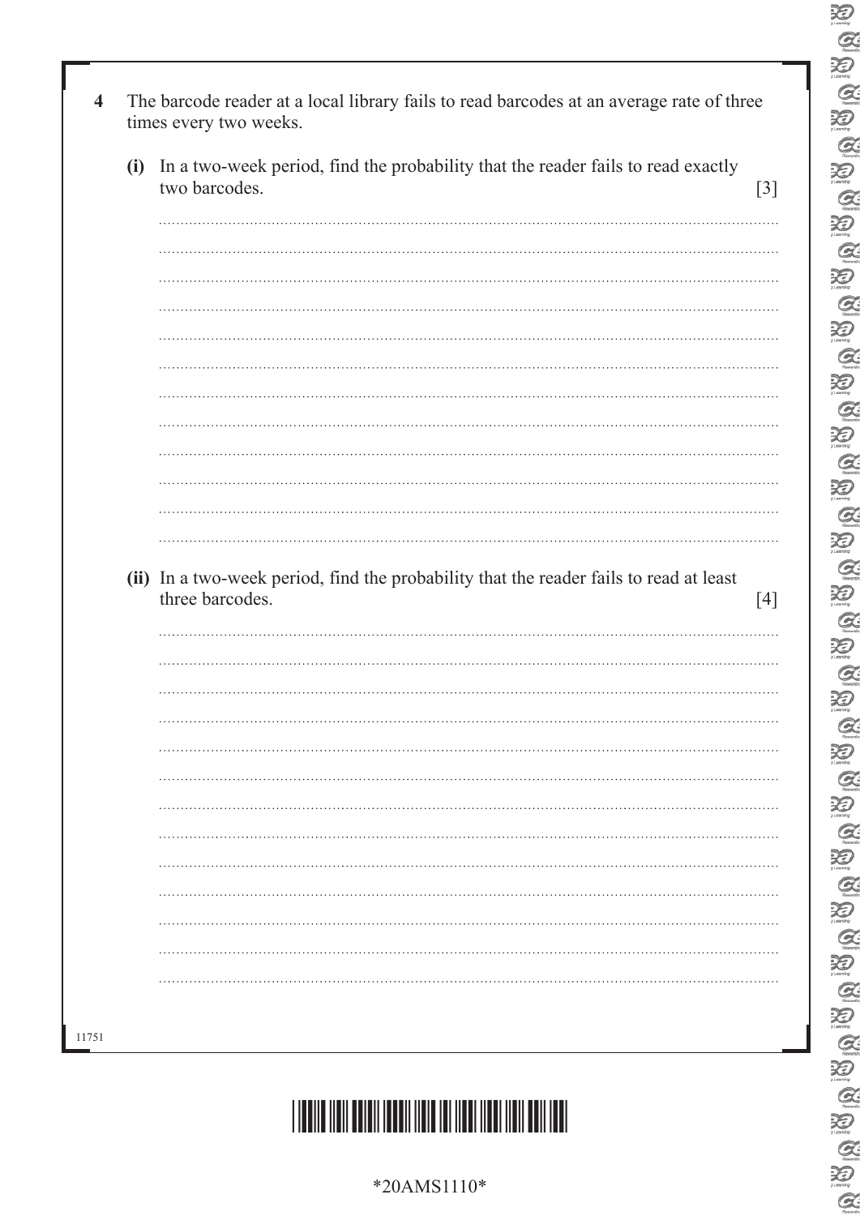**4** The barcode reader at a local library fails to read barcodes at an average rate of three times every two weeks.

**(i)** In a two-week period, find the probability that the reader fails to read exactly two barcodes. [3]

**(ii)** In a two-week period, find the probability that the reader fails to read at least three barcodes. [4]

11751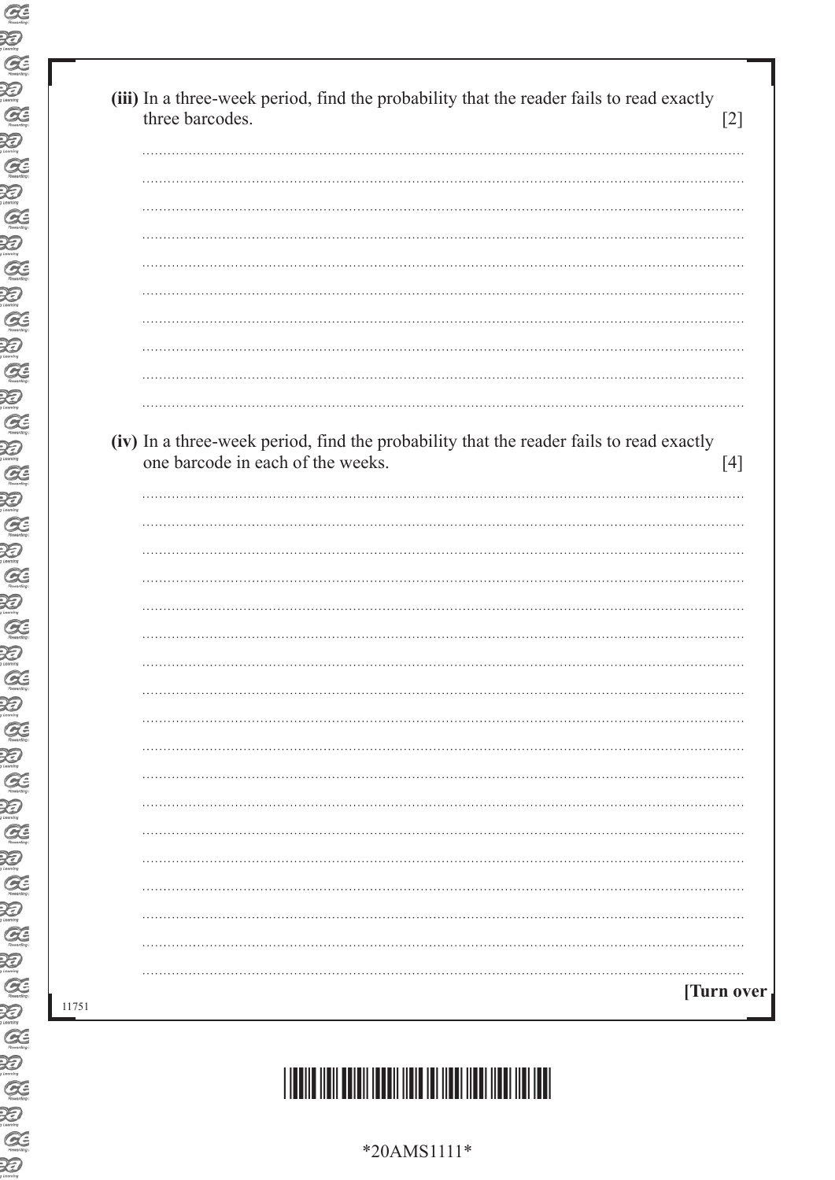**(iii)** In a three-week period, find the probability that the reader fails to read exactly three barcodes. [2]

**(iv)** In a three-week period, find the probability that the reader fails to read exactly one barcode in each of the weeks. [4]

**[Turn over**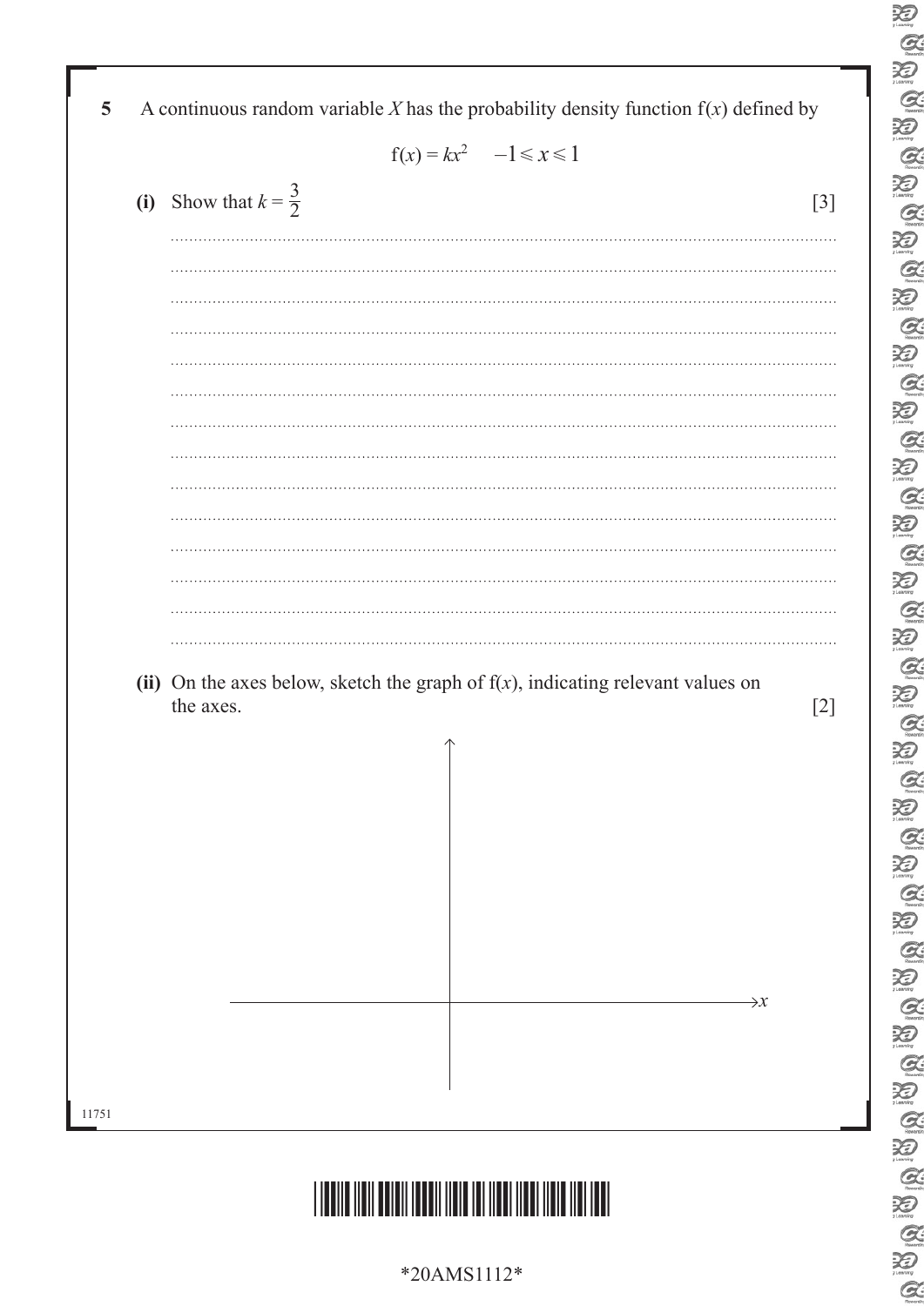**5** A continuous random variable $X$ has the probability density function $f(x)$ defined by

$$f(x) = kx^2 \quad -1 \leqslant x \leqslant 1$$

**(i)** Show that $k = \dfrac{3}{2}$ [3]

**(ii)** On the axes below, sketch the graph of $f(x)$, indicating relevant values on the axes. [2]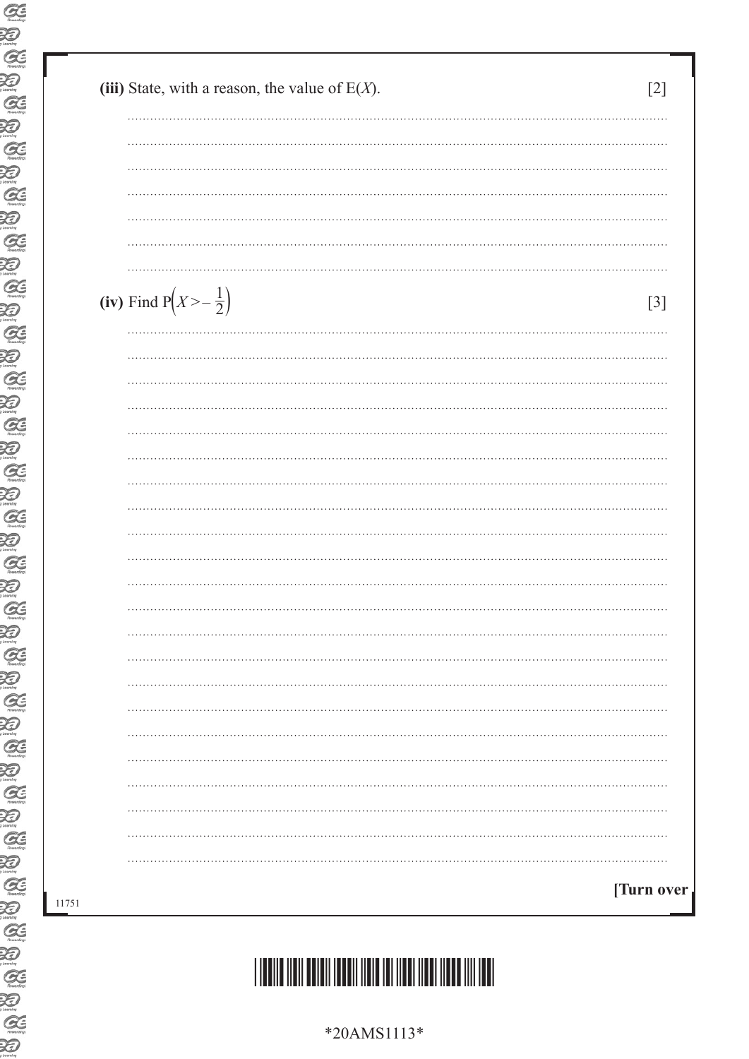**(iii)** State, with a reason, the value of $E(X)$. [2]

**(iv)** Find $P\left(X > -\frac{1}{2}\right)$ [3]

**[Turn over**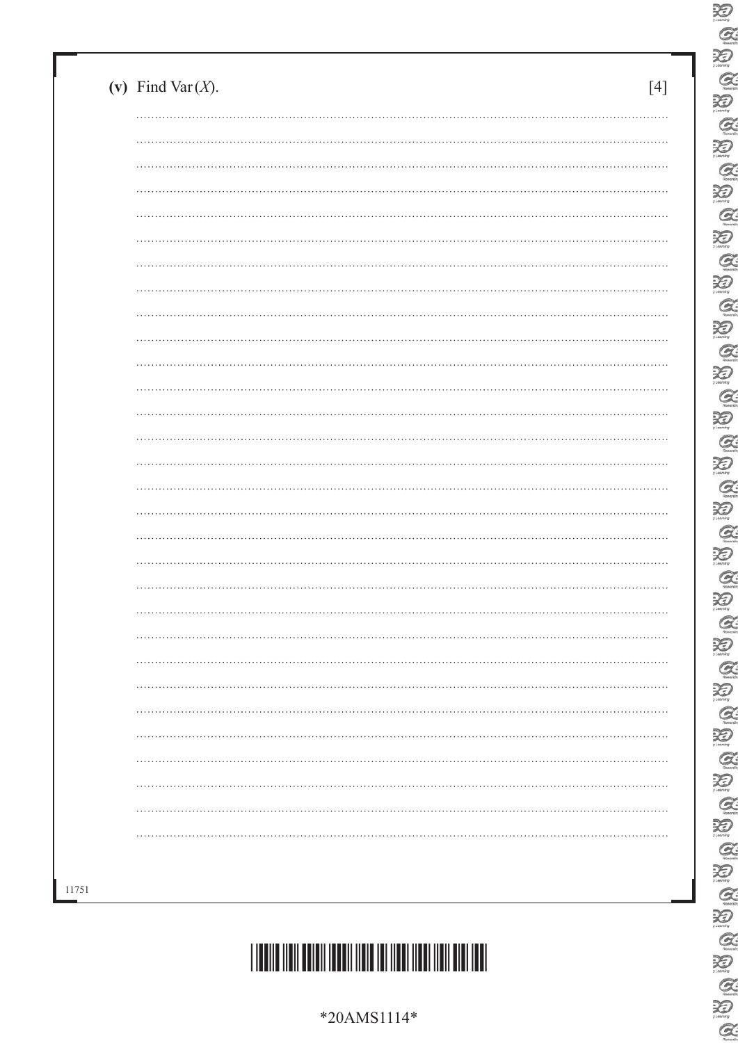(v) Find $\mathrm{Var}(X)$. [4]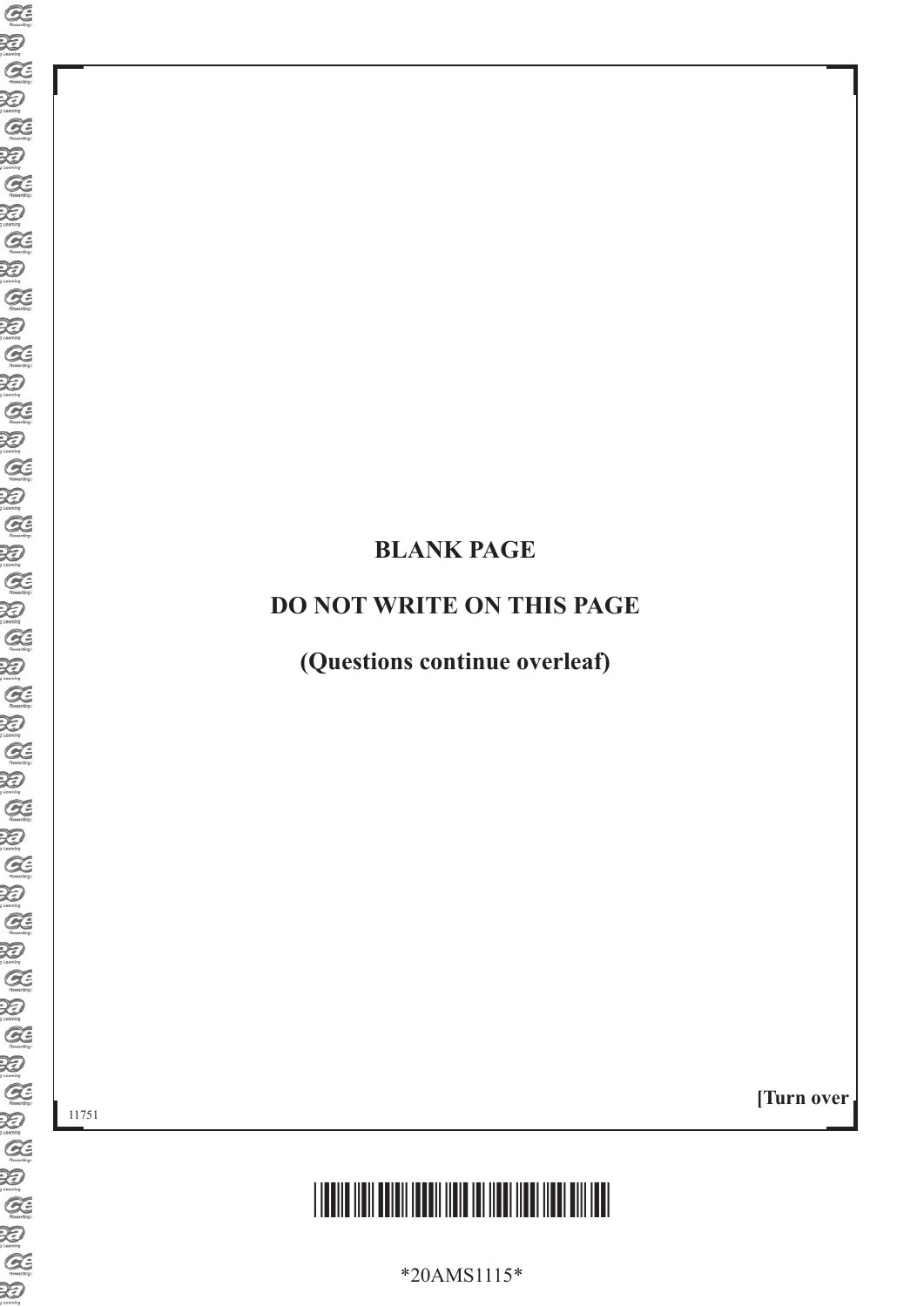**BLANK PAGE**

**DO NOT WRITE ON THIS PAGE**

**(Questions continue overleaf)**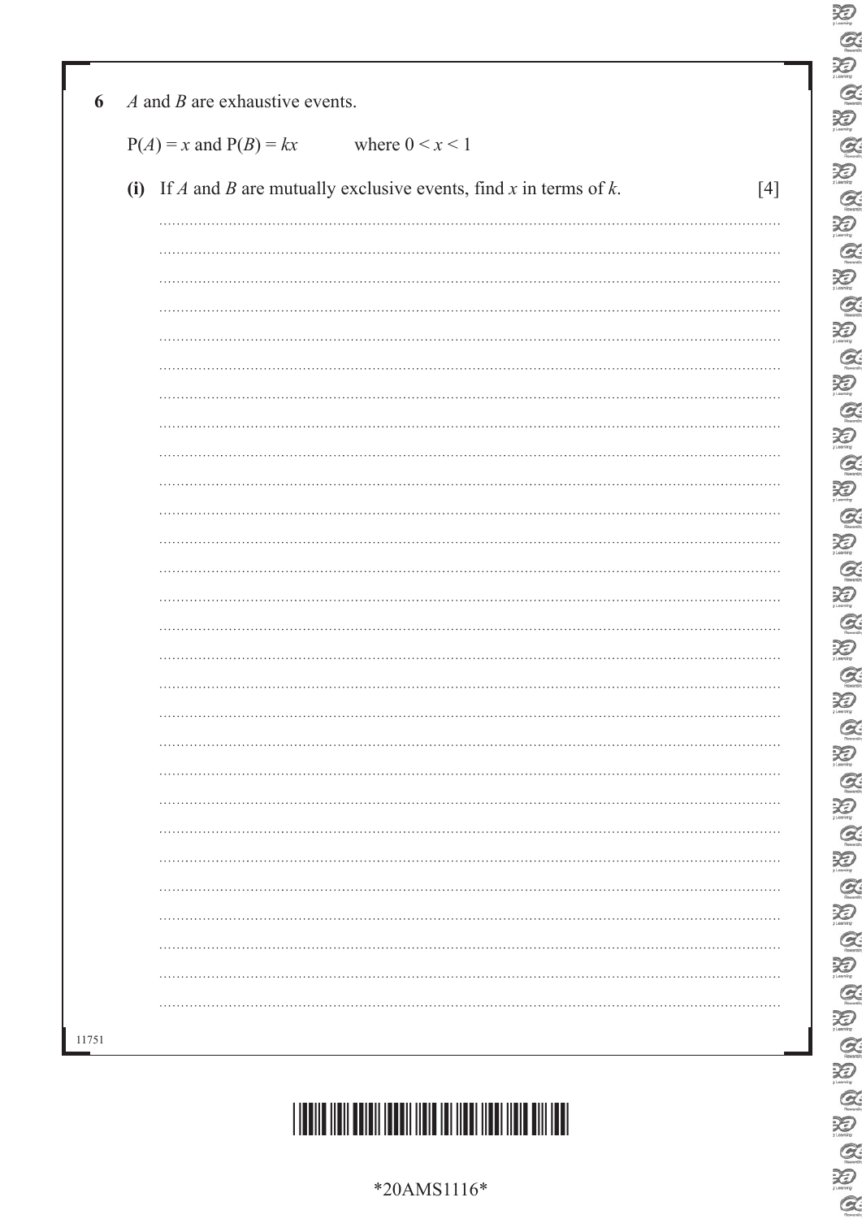**6** $A$ and $B$ are exhaustive events.

$P(A) = x$ and $P(B) = kx$ where $0 < x < 1$

**(i)** If $A$ and $B$ are mutually exclusive events, find $x$ in terms of $k$. [4]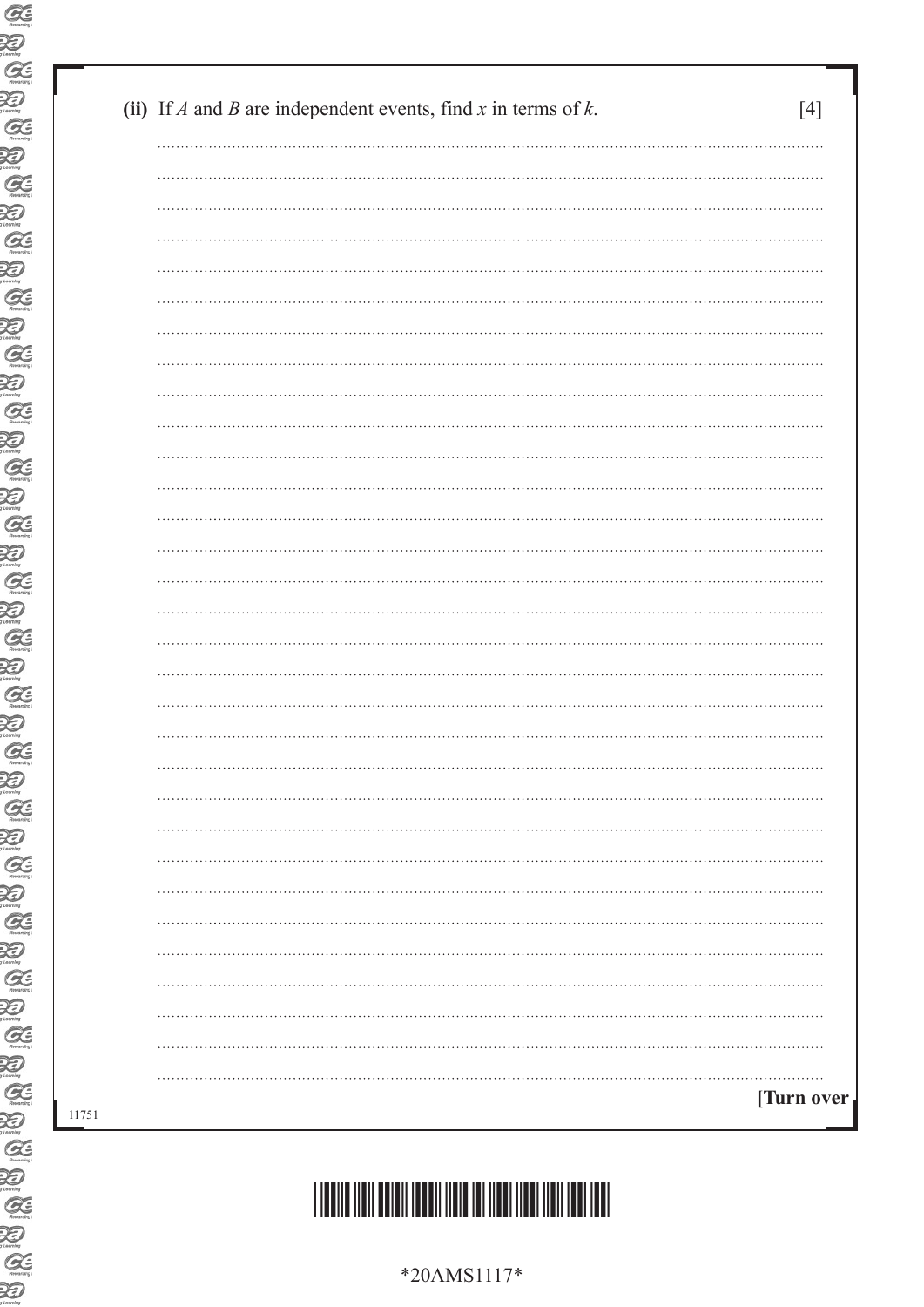**(ii)** If $A$ and $B$ are independent events, find $x$ in terms of $k$. [4]

[Turn over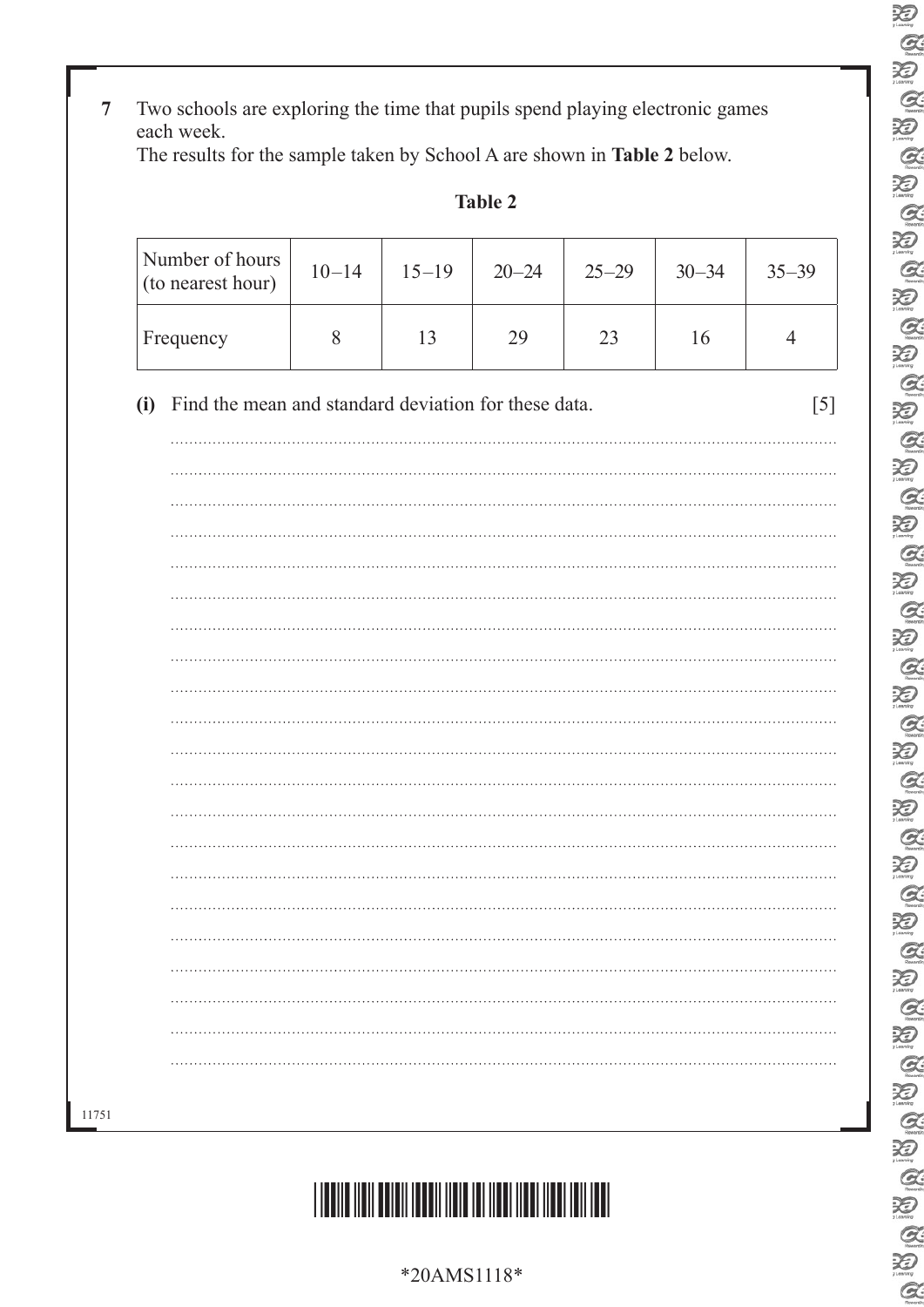**7** Two schools are exploring the time that pupils spend playing electronic games each week.
The results for the sample taken by School A are shown in **Table 2** below.

**Table 2**

| Number of hours (to nearest hour) | 10–14 | 15–19 | 20–24 | 25–29 | 30–34 | 35–39 |
|---|---|---|---|---|---|---|
| Frequency | 8 | 13 | 29 | 23 | 16 | 4 |

**(i)** Find the mean and standard deviation for these data. [5]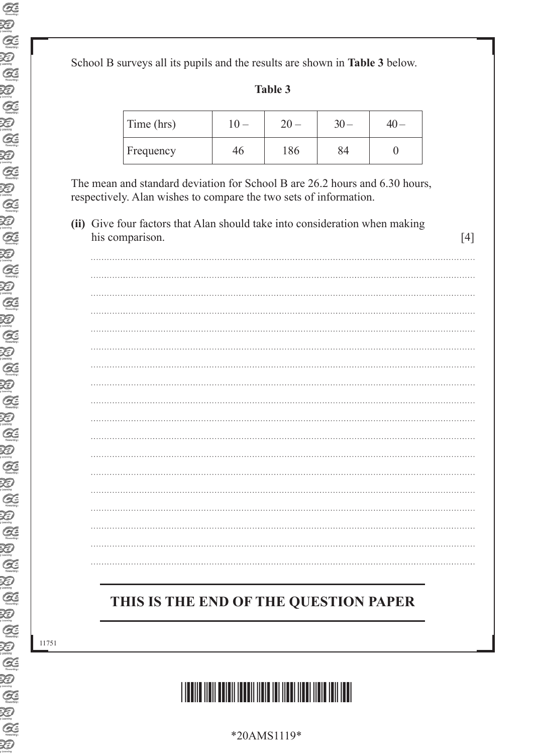School B surveys all its pupils and the results are shown in **Table 3** below.

**Table 3**

| Time (hrs) | 10 – | 20 – | 30 – | 40 – |
|---|---|---|---|---|
| Frequency | 46 | 186 | 84 | 0 |

The mean and standard deviation for School B are 26.2 hours and 6.30 hours, respectively. Alan wishes to compare the two sets of information.

**(ii)** Give four factors that Alan should take into consideration when making his comparison. [4]

## THIS IS THE END OF THE QUESTION PAPER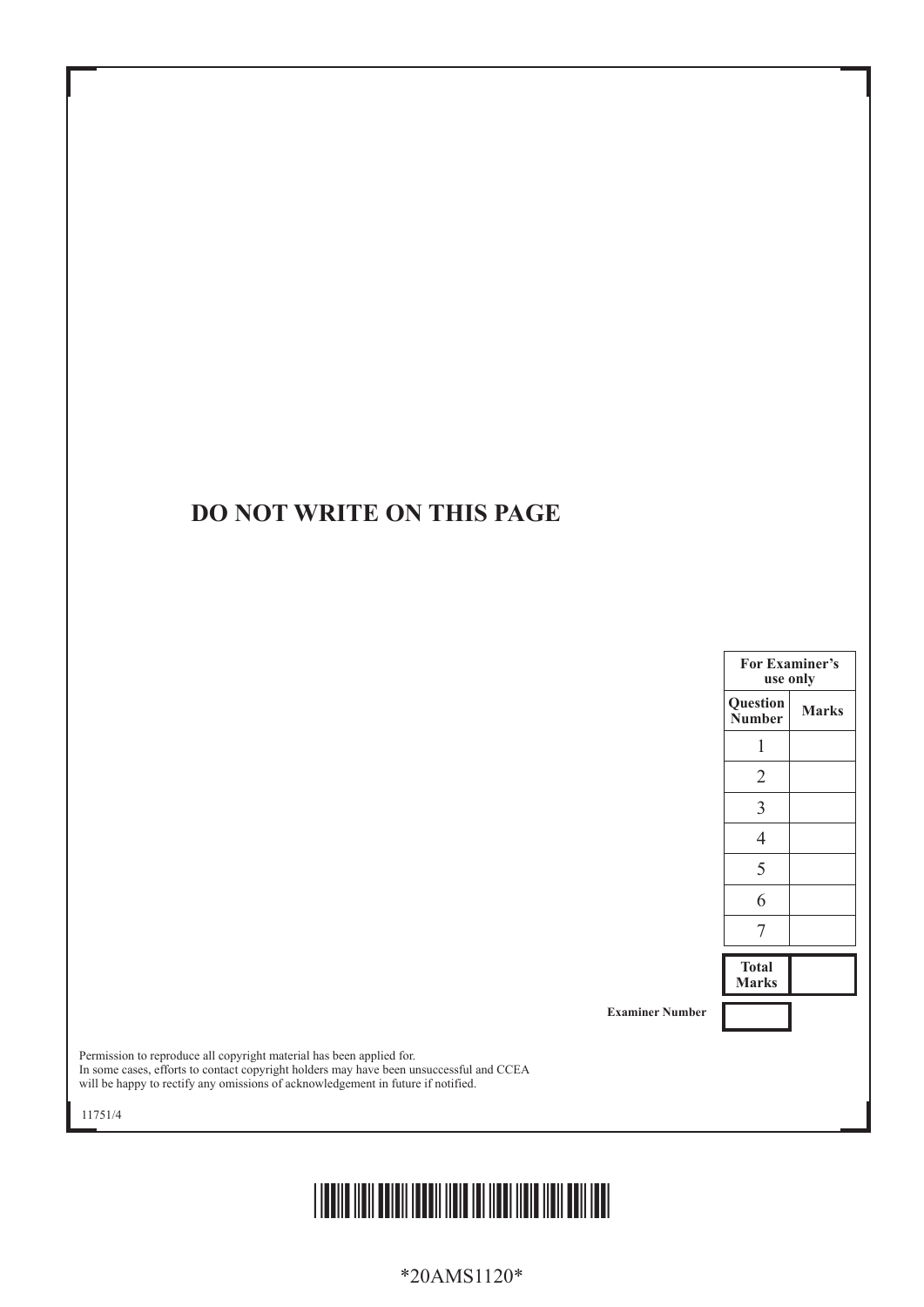**DO NOT WRITE ON THIS PAGE**

| For Examiner's use only | |
| --- | --- |
| Question Number | Marks |
| 1 | |
| 2 | |
| 3 | |
| 4 | |
| 5 | |
| 6 | |
| 7 | |
| Total Marks | |

Examiner Number

Permission to reproduce all copyright material has been applied for.
In some cases, efforts to contact copyright holders may have been unsuccessful and CCEA will be happy to rectify any omissions of acknowledgement in future if notified.

11751/4

*20AMS1120*